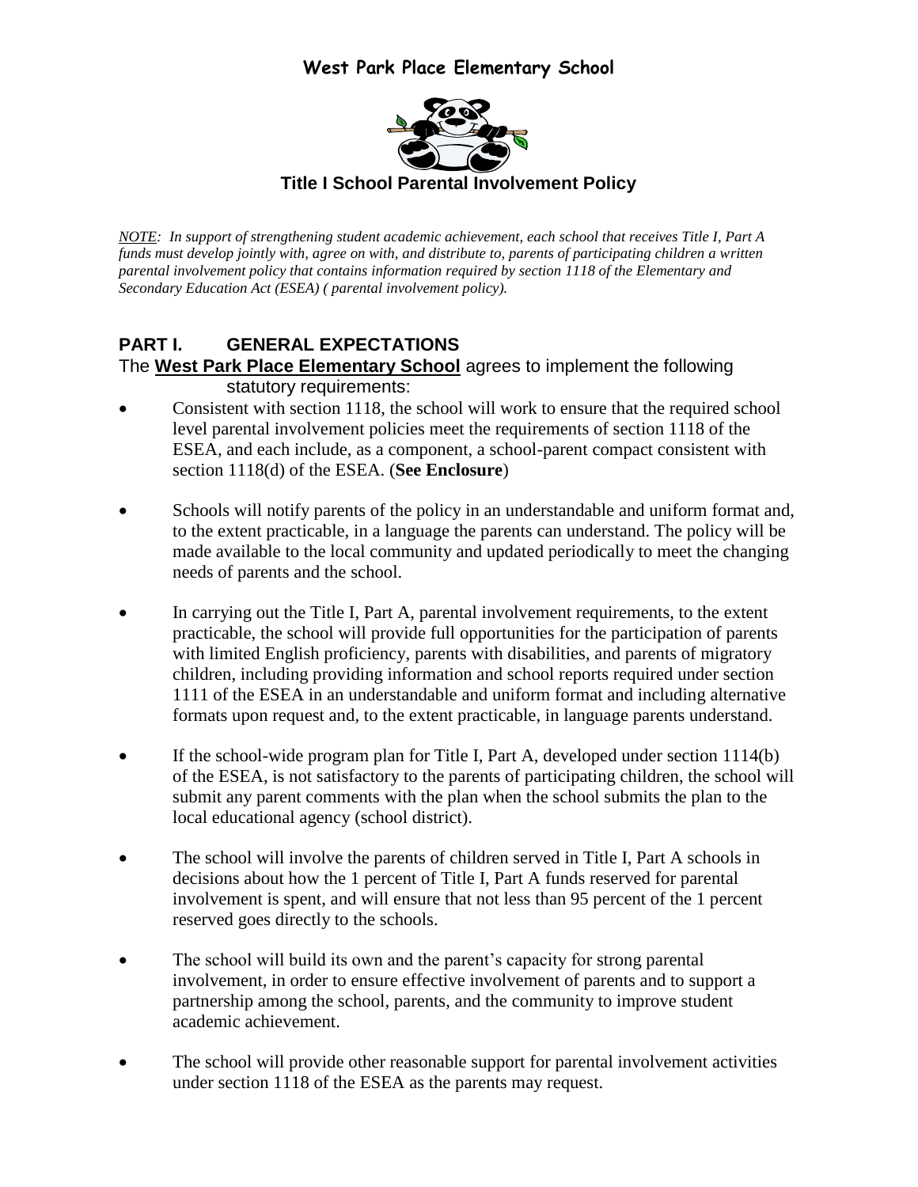# West Park Place Elementary School

## Title I School Parental Involvement Policy

*NOTE: In support of strengthening student academic achievement, each school that receives Title I, Part A funds must develop jointly with, agree on with, and distribute to, parents of participating children a written parental involvement policy that contains information required by section 1118 of the Elementary and Secondary Education Act (ESEA) ( parental involvement policy).*

## PART I. GENERAL EXPECTATIONS

The **West Park Place Elementary School** agrees to implement the following statutory requirements:

- Consistent with section 1118, the school will work to ensure that the required school level parental involvement policies meet the requirements of section 1118 of the ESEA, and each include, as a component, a school-parent compact consistent with section 1118(d) of the ESEA. (**See Enclosure**)

- Schools will notify parents of the policy in an understandable and uniform format and, to the extent practicable, in a language the parents can understand. The policy will be made available to the local community and updated periodically to meet the changing needs of parents and the school.

- In carrying out the Title I, Part A, parental involvement requirements, to the extent practicable, the school will provide full opportunities for the participation of parents with limited English proficiency, parents with disabilities, and parents of migratory children, including providing information and school reports required under section 1111 of the ESEA in an understandable and uniform format and including alternative formats upon request and, to the extent practicable, in language parents understand.

- If the school-wide program plan for Title I, Part A, developed under section 1114(b) of the ESEA, is not satisfactory to the parents of participating children, the school will submit any parent comments with the plan when the school submits the plan to the local educational agency (school district).

- The school will involve the parents of children served in Title I, Part A schools in decisions about how the 1 percent of Title I, Part A funds reserved for parental involvement is spent, and will ensure that not less than 95 percent of the 1 percent reserved goes directly to the schools.

- The school will build its own and the parent's capacity for strong parental involvement, in order to ensure effective involvement of parents and to support a partnership among the school, parents, and the community to improve student academic achievement.

- The school will provide other reasonable support for parental involvement activities under section 1118 of the ESEA as the parents may request.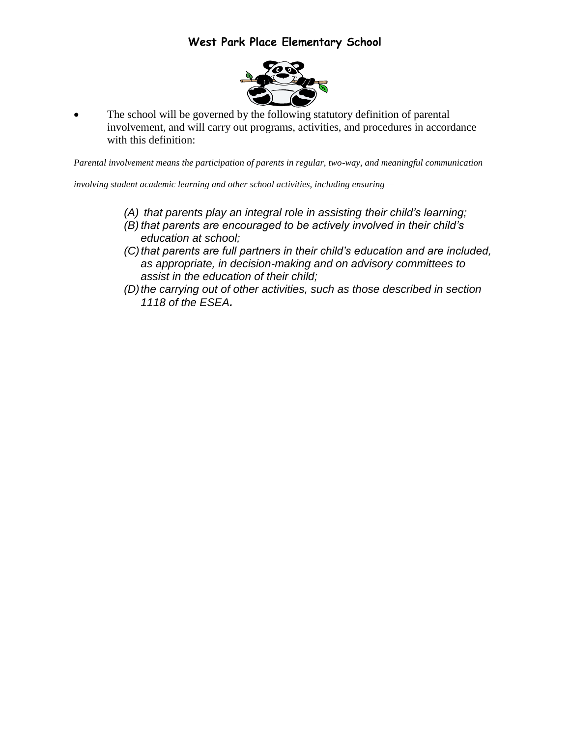- The school will be governed by the following statutory definition of parental involvement, and will carry out programs, activities, and procedures in accordance with this definition:

*Parental involvement means the participation of parents in regular, two-way, and meaningful communication involving student academic learning and other school activities, including ensuring—*

> *(A) that parents play an integral role in assisting their child's learning;*
> *(B) that parents are encouraged to be actively involved in their child's education at school;*
> *(C) that parents are full partners in their child's education and are included, as appropriate, in decision-making and on advisory committees to assist in the education of their child;*
> *(D) the carrying out of other activities, such as those described in section 1118 of the ESEA.*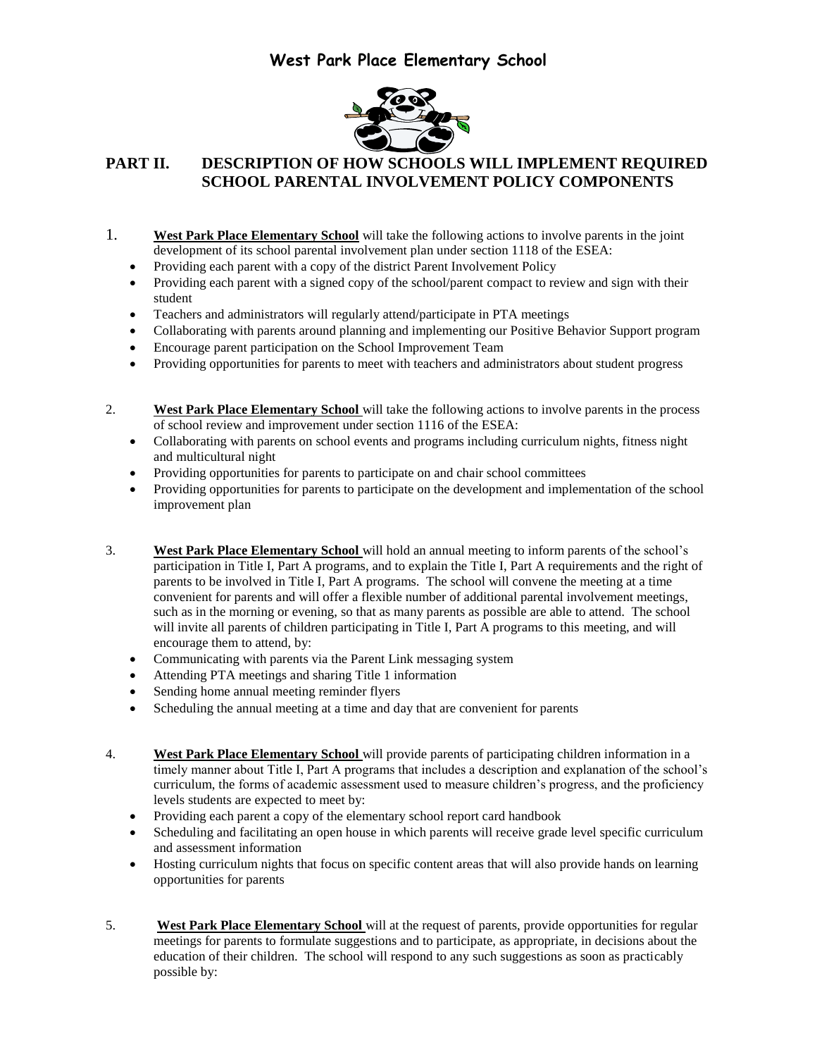# West Park Place Elementary School

## PART II. DESCRIPTION OF HOW SCHOOLS WILL IMPLEMENT REQUIRED SCHOOL PARENTAL INVOLVEMENT POLICY COMPONENTS

1. **West Park Place Elementary School** will take the following actions to involve parents in the joint development of its school parental involvement plan under section 1118 of the ESEA:
   - Providing each parent with a copy of the district Parent Involvement Policy
   - Providing each parent with a signed copy of the school/parent compact to review and sign with their student
   - Teachers and administrators will regularly attend/participate in PTA meetings
   - Collaborating with parents around planning and implementing our Positive Behavior Support program
   - Encourage parent participation on the School Improvement Team
   - Providing opportunities for parents to meet with teachers and administrators about student progress

2. **West Park Place Elementary School** will take the following actions to involve parents in the process of school review and improvement under section 1116 of the ESEA:
   - Collaborating with parents on school events and programs including curriculum nights, fitness night and multicultural night
   - Providing opportunities for parents to participate on and chair school committees
   - Providing opportunities for parents to participate on the development and implementation of the school improvement plan

3. **West Park Place Elementary School** will hold an annual meeting to inform parents of the school's participation in Title I, Part A programs, and to explain the Title I, Part A requirements and the right of parents to be involved in Title I, Part A programs. The school will convene the meeting at a time convenient for parents and will offer a flexible number of additional parental involvement meetings, such as in the morning or evening, so that as many parents as possible are able to attend. The school will invite all parents of children participating in Title I, Part A programs to this meeting, and will encourage them to attend, by:
   - Communicating with parents via the Parent Link messaging system
   - Attending PTA meetings and sharing Title 1 information
   - Sending home annual meeting reminder flyers
   - Scheduling the annual meeting at a time and day that are convenient for parents

4. **West Park Place Elementary School** will provide parents of participating children information in a timely manner about Title I, Part A programs that includes a description and explanation of the school's curriculum, the forms of academic assessment used to measure children's progress, and the proficiency levels students are expected to meet by:
   - Providing each parent a copy of the elementary school report card handbook
   - Scheduling and facilitating an open house in which parents will receive grade level specific curriculum and assessment information
   - Hosting curriculum nights that focus on specific content areas that will also provide hands on learning opportunities for parents

5. **West Park Place Elementary School** will at the request of parents, provide opportunities for regular meetings for parents to formulate suggestions and to participate, as appropriate, in decisions about the education of their children. The school will respond to any such suggestions as soon as practicably possible by: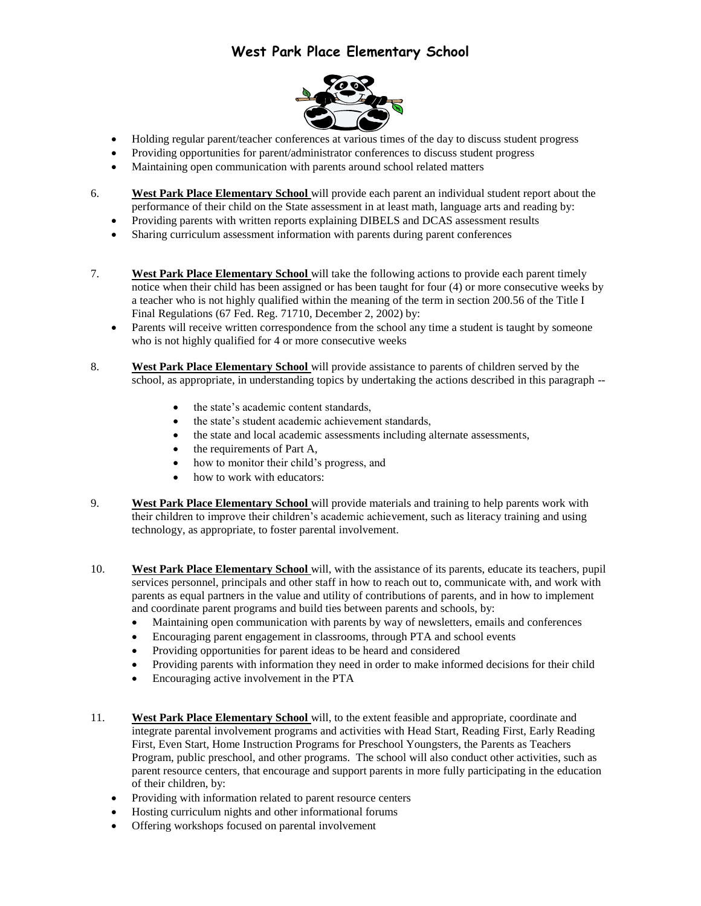# West Park Place Elementary School

- Holding regular parent/teacher conferences at various times of the day to discuss student progress
- Providing opportunities for parent/administrator conferences to discuss student progress
- Maintaining open communication with parents around school related matters

6. **West Park Place Elementary School** will provide each parent an individual student report about the performance of their child on the State assessment in at least math, language arts and reading by:
   - Providing parents with written reports explaining DIBELS and DCAS assessment results
   - Sharing curriculum assessment information with parents during parent conferences

7. **West Park Place Elementary School** will take the following actions to provide each parent timely notice when their child has been assigned or has been taught for four (4) or more consecutive weeks by a teacher who is not highly qualified within the meaning of the term in section 200.56 of the Title I Final Regulations (67 Fed. Reg. 71710, December 2, 2002) by:
   - Parents will receive written correspondence from the school any time a student is taught by someone who is not highly qualified for 4 or more consecutive weeks

8. **West Park Place Elementary School** will provide assistance to parents of children served by the school, as appropriate, in understanding topics by undertaking the actions described in this paragraph --
   - the state's academic content standards,
   - the state's student academic achievement standards,
   - the state and local academic assessments including alternate assessments,
   - the requirements of Part A,
   - how to monitor their child's progress, and
   - how to work with educators:

9. **West Park Place Elementary School** will provide materials and training to help parents work with their children to improve their children's academic achievement, such as literacy training and using technology, as appropriate, to foster parental involvement.

10. **West Park Place Elementary School** will, with the assistance of its parents, educate its teachers, pupil services personnel, principals and other staff in how to reach out to, communicate with, and work with parents as equal partners in the value and utility of contributions of parents, and in how to implement and coordinate parent programs and build ties between parents and schools, by:
    - Maintaining open communication with parents by way of newsletters, emails and conferences
    - Encouraging parent engagement in classrooms, through PTA and school events
    - Providing opportunities for parent ideas to be heard and considered
    - Providing parents with information they need in order to make informed decisions for their child
    - Encouraging active involvement in the PTA

11. **West Park Place Elementary School** will, to the extent feasible and appropriate, coordinate and integrate parental involvement programs and activities with Head Start, Reading First, Early Reading First, Even Start, Home Instruction Programs for Preschool Youngsters, the Parents as Teachers Program, public preschool, and other programs. The school will also conduct other activities, such as parent resource centers, that encourage and support parents in more fully participating in the education of their children, by:
    - Providing with information related to parent resource centers
    - Hosting curriculum nights and other informational forums
    - Offering workshops focused on parental involvement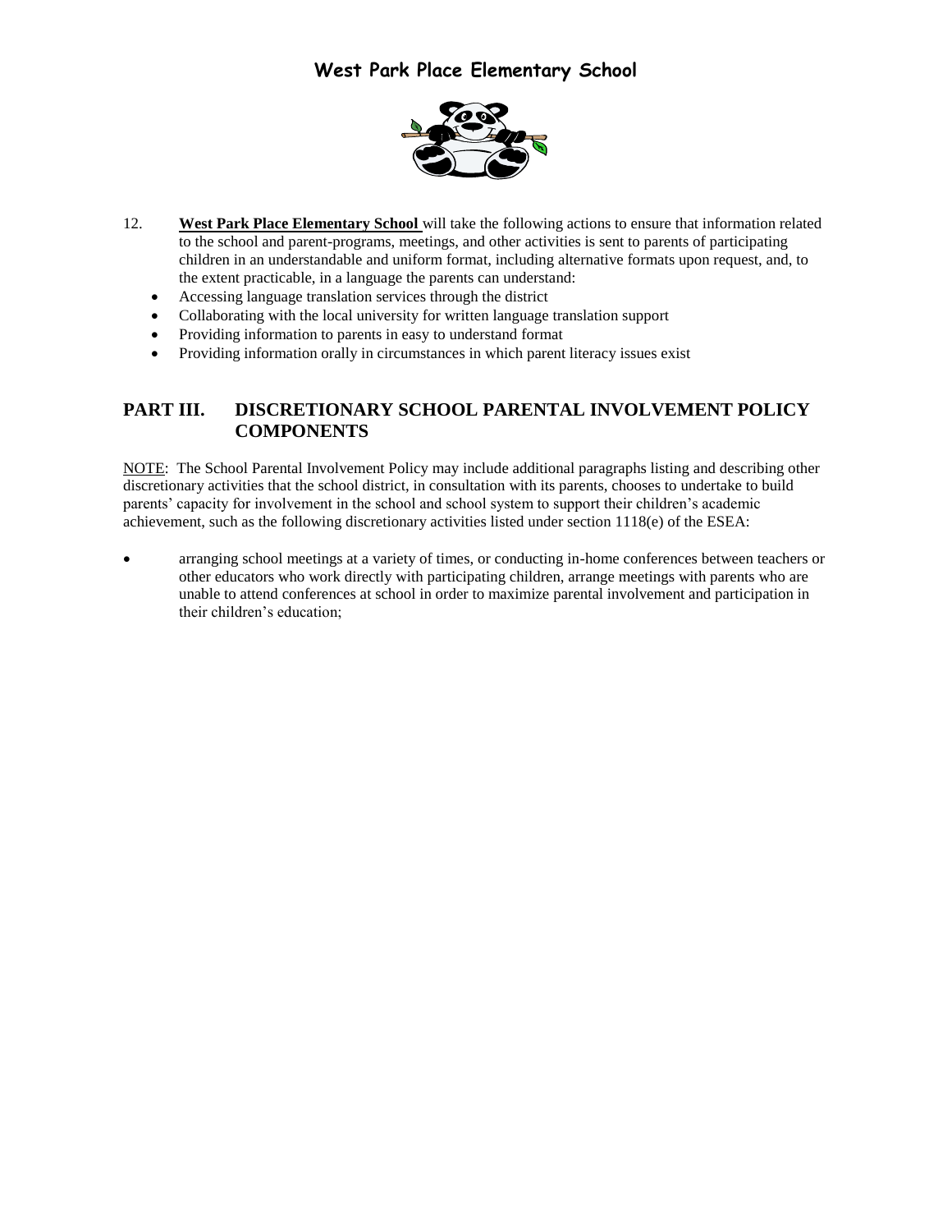12. **West Park Place Elementary School** will take the following actions to ensure that information related to the school and parent-programs, meetings, and other activities is sent to parents of participating children in an understandable and uniform format, including alternative formats upon request, and, to the extent practicable, in a language the parents can understand:
    - Accessing language translation services through the district
    - Collaborating with the local university for written language translation support
    - Providing information to parents in easy to understand format
    - Providing information orally in circumstances in which parent literacy issues exist

## PART III. DISCRETIONARY SCHOOL PARENTAL INVOLVEMENT POLICY COMPONENTS

NOTE: The School Parental Involvement Policy may include additional paragraphs listing and describing other discretionary activities that the school district, in consultation with its parents, chooses to undertake to build parents' capacity for involvement in the school and school system to support their children's academic achievement, such as the following discretionary activities listed under section 1118(e) of the ESEA:

- arranging school meetings at a variety of times, or conducting in-home conferences between teachers or other educators who work directly with participating children, arrange meetings with parents who are unable to attend conferences at school in order to maximize parental involvement and participation in their children's education;